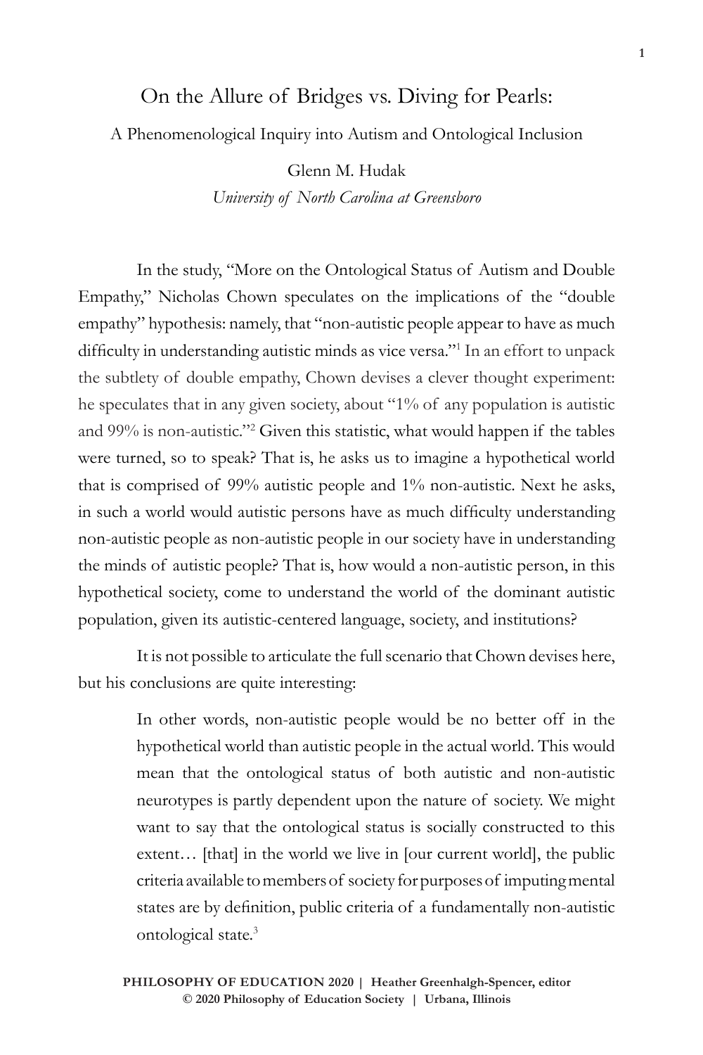# On the Allure of Bridges vs. Diving for Pearls:

## A Phenomenological Inquiry into Autism and Ontological Inclusion

Glenn M. Hudak
*University of North Carolina at Greensboro*

In the study, "More on the Ontological Status of Autism and Double Empathy," Nicholas Chown speculates on the implications of the "double empathy" hypothesis: namely, that "non-autistic people appear to have as much difficulty in understanding autistic minds as vice versa."[1] In an effort to unpack the subtlety of double empathy, Chown devises a clever thought experiment: he speculates that in any given society, about "1% of any population is autistic and 99% is non-autistic."[2] Given this statistic, what would happen if the tables were turned, so to speak? That is, he asks us to imagine a hypothetical world that is comprised of 99% autistic people and 1% non-autistic. Next he asks, in such a world would autistic persons have as much difficulty understanding non-autistic people as non-autistic people in our society have in understanding the minds of autistic people? That is, how would a non-autistic person, in this hypothetical society, come to understand the world of the dominant autistic population, given its autistic-centered language, society, and institutions?

It is not possible to articulate the full scenario that Chown devises here, but his conclusions are quite interesting:

> In other words, non-autistic people would be no better off in the hypothetical world than autistic people in the actual world. This would mean that the ontological status of both autistic and non-autistic neurotypes is partly dependent upon the nature of society. We might want to say that the ontological status is socially constructed to this extent… [that] in the world we live in [our current world], the public criteria available to members of society for purposes of imputing mental states are by definition, public criteria of a fundamentally non-autistic ontological state.[3]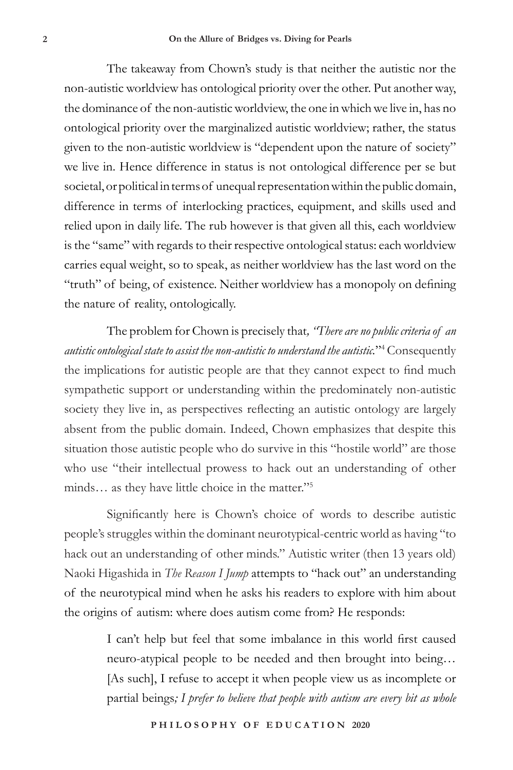The takeaway from Chown's study is that neither the autistic nor the non-autistic worldview has ontological priority over the other. Put another way, the dominance of the non-autistic worldview, the one in which we live in, has no ontological priority over the marginalized autistic worldview; rather, the status given to the non-autistic worldview is "dependent upon the nature of society" we live in. Hence difference in status is not ontological difference per se but societal, or political in terms of unequal representation within the public domain, difference in terms of interlocking practices, equipment, and skills used and relied upon in daily life. The rub however is that given all this, each worldview is the "same" with regards to their respective ontological status: each worldview carries equal weight, so to speak, as neither worldview has the last word on the "truth" of being, of existence. Neither worldview has a monopoly on defining the nature of reality, ontologically.

The problem for Chown is precisely that*, "There are no public criteria of an autistic ontological state to assist the non-autistic to understand the autistic.*"[4] Consequently the implications for autistic people are that they cannot expect to find much sympathetic support or understanding within the predominately non-autistic society they live in, as perspectives reflecting an autistic ontology are largely absent from the public domain. Indeed, Chown emphasizes that despite this situation those autistic people who do survive in this "hostile world" are those who use "their intellectual prowess to hack out an understanding of other minds… as they have little choice in the matter."[5]

Significantly here is Chown's choice of words to describe autistic people's struggles within the dominant neurotypical-centric world as having "to hack out an understanding of other minds." Autistic writer (then 13 years old) Naoki Higashida in *The Reason I Jump* attempts to "hack out" an understanding of the neurotypical mind when he asks his readers to explore with him about the origins of autism: where does autism come from? He responds:

> I can't help but feel that some imbalance in this world first caused neuro-atypical people to be needed and then brought into being… [As such], I refuse to accept it when people view us as incomplete or partial beings*; I prefer to believe that people with autism are every bit as whole*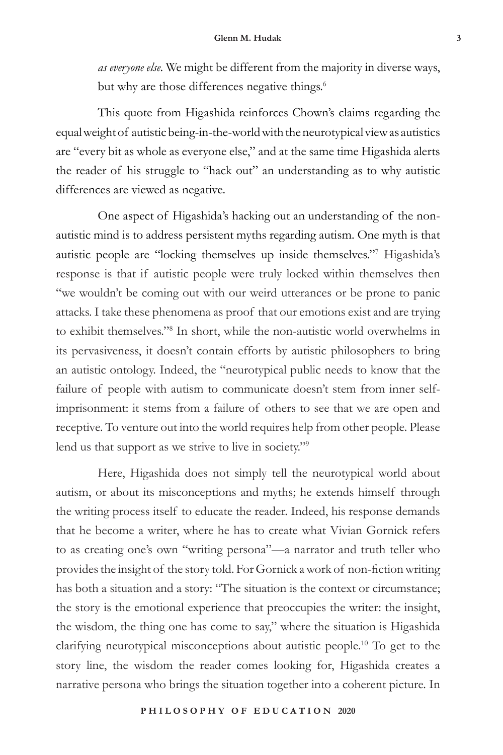*as everyone else.* We might be different from the majority in diverse ways, but why are those differences negative things.[6]

This quote from Higashida reinforces Chown's claims regarding the equal weight of autistic being-in-the-world with the neurotypical view as autistics are "every bit as whole as everyone else," and at the same time Higashida alerts the reader of his struggle to "hack out" an understanding as to why autistic differences are viewed as negative.

One aspect of Higashida's hacking out an understanding of the non-autistic mind is to address persistent myths regarding autism. One myth is that autistic people are "locking themselves up inside themselves."[7] Higashida's response is that if autistic people were truly locked within themselves then "we wouldn't be coming out with our weird utterances or be prone to panic attacks. I take these phenomena as proof that our emotions exist and are trying to exhibit themselves."[8] In short, while the non-autistic world overwhelms in its pervasiveness, it doesn't contain efforts by autistic philosophers to bring an autistic ontology. Indeed, the "neurotypical public needs to know that the failure of people with autism to communicate doesn't stem from inner self-imprisonment: it stems from a failure of others to see that we are open and receptive. To venture out into the world requires help from other people. Please lend us that support as we strive to live in society."[9]

Here, Higashida does not simply tell the neurotypical world about autism, or about its misconceptions and myths; he extends himself through the writing process itself to educate the reader. Indeed, his response demands that he become a writer, where he has to create what Vivian Gornick refers to as creating one's own "writing persona"—a narrator and truth teller who provides the insight of the story told. For Gornick a work of non-fiction writing has both a situation and a story: "The situation is the context or circumstance; the story is the emotional experience that preoccupies the writer: the insight, the wisdom, the thing one has come to say," where the situation is Higashida clarifying neurotypical misconceptions about autistic people.[10] To get to the story line, the wisdom the reader comes looking for, Higashida creates a narrative persona who brings the situation together into a coherent picture. In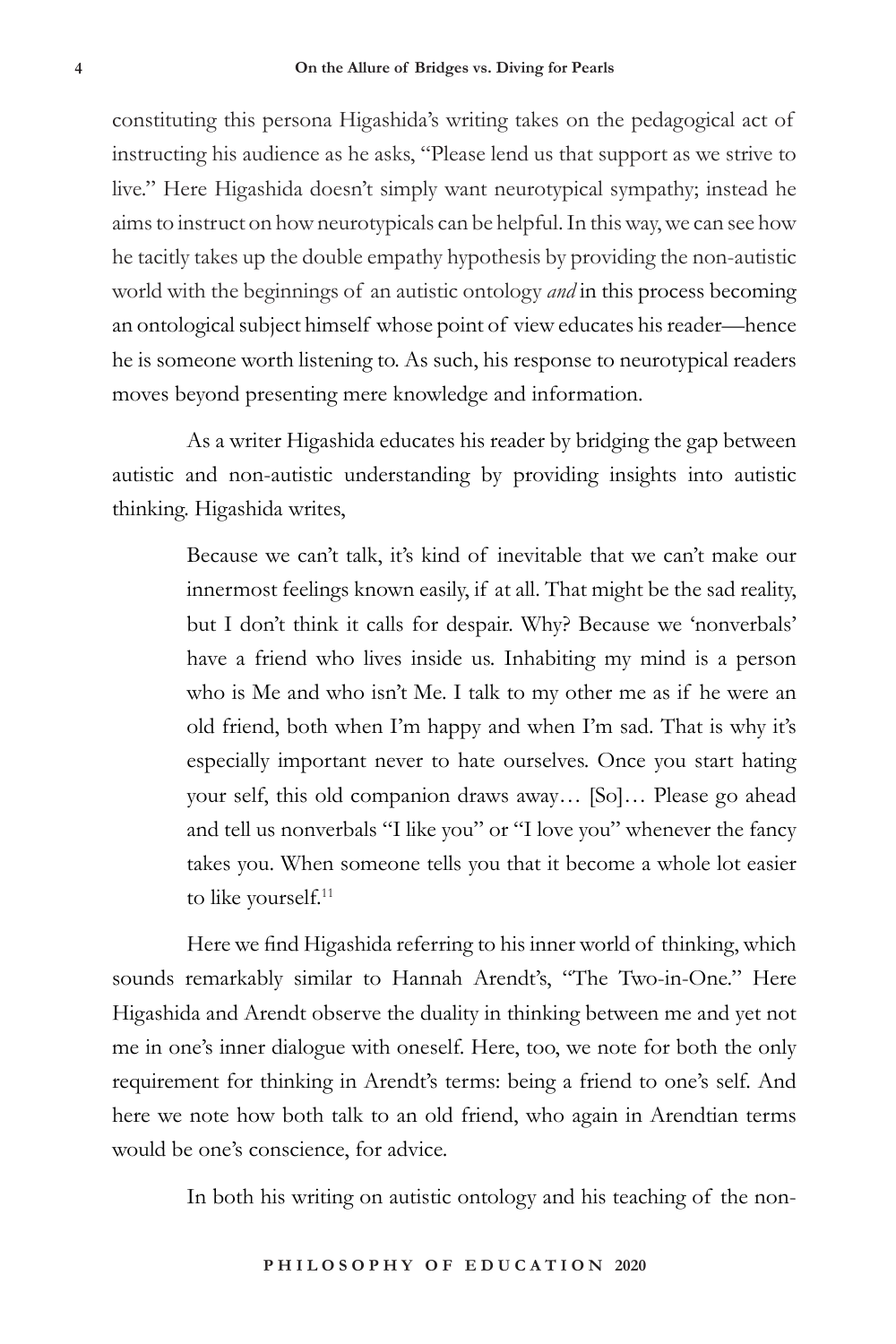constituting this persona Higashida's writing takes on the pedagogical act of instructing his audience as he asks, "Please lend us that support as we strive to live." Here Higashida doesn't simply want neurotypical sympathy; instead he aims to instruct on how neurotypicals can be helpful. In this way, we can see how he tacitly takes up the double empathy hypothesis by providing the non-autistic world with the beginnings of an autistic ontology *and* in this process becoming an ontological subject himself whose point of view educates his reader—hence he is someone worth listening to. As such, his response to neurotypical readers moves beyond presenting mere knowledge and information.

As a writer Higashida educates his reader by bridging the gap between autistic and non-autistic understanding by providing insights into autistic thinking. Higashida writes,

> Because we can't talk, it's kind of inevitable that we can't make our innermost feelings known easily, if at all. That might be the sad reality, but I don't think it calls for despair. Why? Because we 'nonverbals' have a friend who lives inside us. Inhabiting my mind is a person who is Me and who isn't Me. I talk to my other me as if he were an old friend, both when I'm happy and when I'm sad. That is why it's especially important never to hate ourselves. Once you start hating your self, this old companion draws away… [So]… Please go ahead and tell us nonverbals "I like you" or "I love you" whenever the fancy takes you. When someone tells you that it become a whole lot easier to like yourself.[11]

Here we find Higashida referring to his inner world of thinking, which sounds remarkably similar to Hannah Arendt's, "The Two-in-One." Here Higashida and Arendt observe the duality in thinking between me and yet not me in one's inner dialogue with oneself. Here, too, we note for both the only requirement for thinking in Arendt's terms: being a friend to one's self. And here we note how both talk to an old friend, who again in Arendtian terms would be one's conscience, for advice.

In both his writing on autistic ontology and his teaching of the non-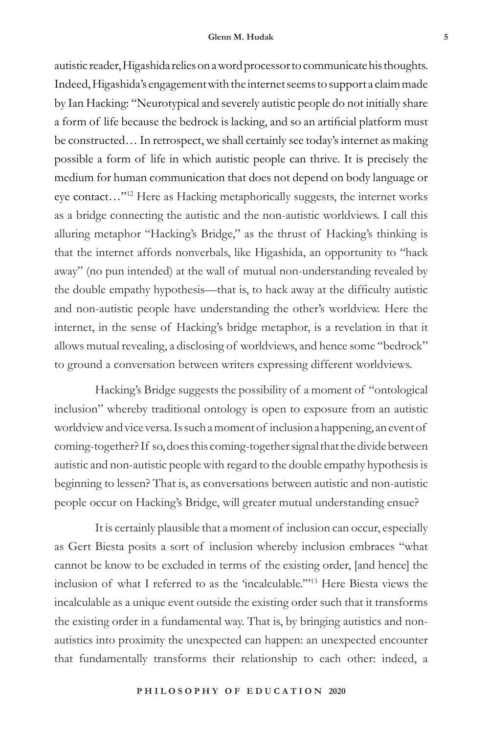autistic reader, Higashida relies on a word processor to communicate his thoughts. Indeed, Higashida's engagement with the internet seems to support a claim made by Ian Hacking: "Neurotypical and severely autistic people do not initially share a form of life because the bedrock is lacking, and so an artificial platform must be constructed… In retrospect, we shall certainly see today's internet as making possible a form of life in which autistic people can thrive. It is precisely the medium for human communication that does not depend on body language or eye contact…"[12] Here as Hacking metaphorically suggests, the internet works as a bridge connecting the autistic and the non-autistic worldviews. I call this alluring metaphor "Hacking's Bridge," as the thrust of Hacking's thinking is that the internet affords nonverbals, like Higashida, an opportunity to "hack away" (no pun intended) at the wall of mutual non-understanding revealed by the double empathy hypothesis—that is, to hack away at the difficulty autistic and non-autistic people have understanding the other's worldview. Here the internet, in the sense of Hacking's bridge metaphor, is a revelation in that it allows mutual revealing, a disclosing of worldviews, and hence some "bedrock" to ground a conversation between writers expressing different worldviews.

Hacking's Bridge suggests the possibility of a moment of "ontological inclusion" whereby traditional ontology is open to exposure from an autistic worldview and vice versa. Is such a moment of inclusion a happening, an event of coming-together? If so, does this coming-together signal that the divide between autistic and non-autistic people with regard to the double empathy hypothesis is beginning to lessen? That is, as conversations between autistic and non-autistic people occur on Hacking's Bridge, will greater mutual understanding ensue?

It is certainly plausible that a moment of inclusion can occur, especially as Gert Biesta posits a sort of inclusion whereby inclusion embraces "what cannot be know to be excluded in terms of the existing order, [and hence] the inclusion of what I referred to as the 'incalculable.'"[13] Here Biesta views the incalculable as a unique event outside the existing order such that it transforms the existing order in a fundamental way. That is, by bringing autistics and non-autistics into proximity the unexpected can happen: an unexpected encounter that fundamentally transforms their relationship to each other: indeed, a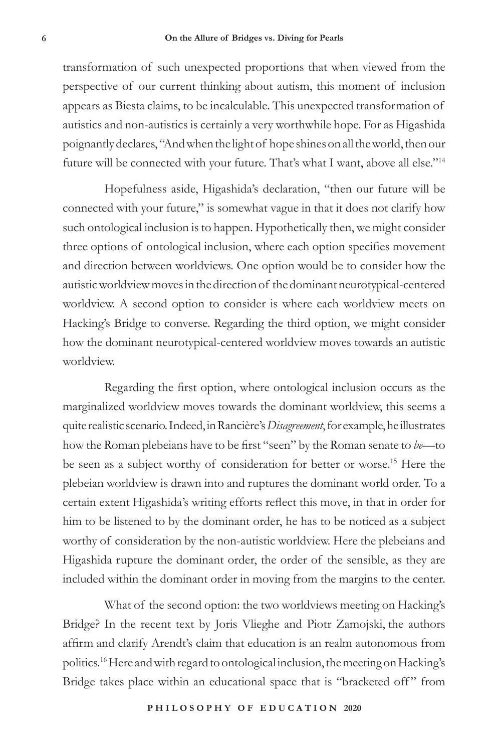transformation of such unexpected proportions that when viewed from the perspective of our current thinking about autism, this moment of inclusion appears as Biesta claims, to be incalculable. This unexpected transformation of autistics and non-autistics is certainly a very worthwhile hope. For as Higashida poignantly declares, "And when the light of hope shines on all the world, then our future will be connected with your future. That's what I want, above all else."[14]

Hopefulness aside, Higashida's declaration, "then our future will be connected with your future," is somewhat vague in that it does not clarify how such ontological inclusion is to happen. Hypothetically then, we might consider three options of ontological inclusion, where each option specifies movement and direction between worldviews. One option would be to consider how the autistic worldview moves in the direction of the dominant neurotypical-centered worldview. A second option to consider is where each worldview meets on Hacking's Bridge to converse. Regarding the third option, we might consider how the dominant neurotypical-centered worldview moves towards an autistic worldview.

Regarding the first option, where ontological inclusion occurs as the marginalized worldview moves towards the dominant worldview, this seems a quite realistic scenario. Indeed, in Rancière's *Disagreement*, for example, he illustrates how the Roman plebeians have to be first "seen" by the Roman senate to *be*—to be seen as a subject worthy of consideration for better or worse.[15] Here the plebeian worldview is drawn into and ruptures the dominant world order. To a certain extent Higashida's writing efforts reflect this move, in that in order for him to be listened to by the dominant order, he has to be noticed as a subject worthy of consideration by the non-autistic worldview. Here the plebeians and Higashida rupture the dominant order, the order of the sensible, as they are included within the dominant order in moving from the margins to the center.

What of the second option: the two worldviews meeting on Hacking's Bridge? In the recent text by Joris Vlieghe and Piotr Zamojski, the authors affirm and clarify Arendt's claim that education is an realm autonomous from politics.[16] Here and with regard to ontological inclusion, the meeting on Hacking's Bridge takes place within an educational space that is "bracketed off" from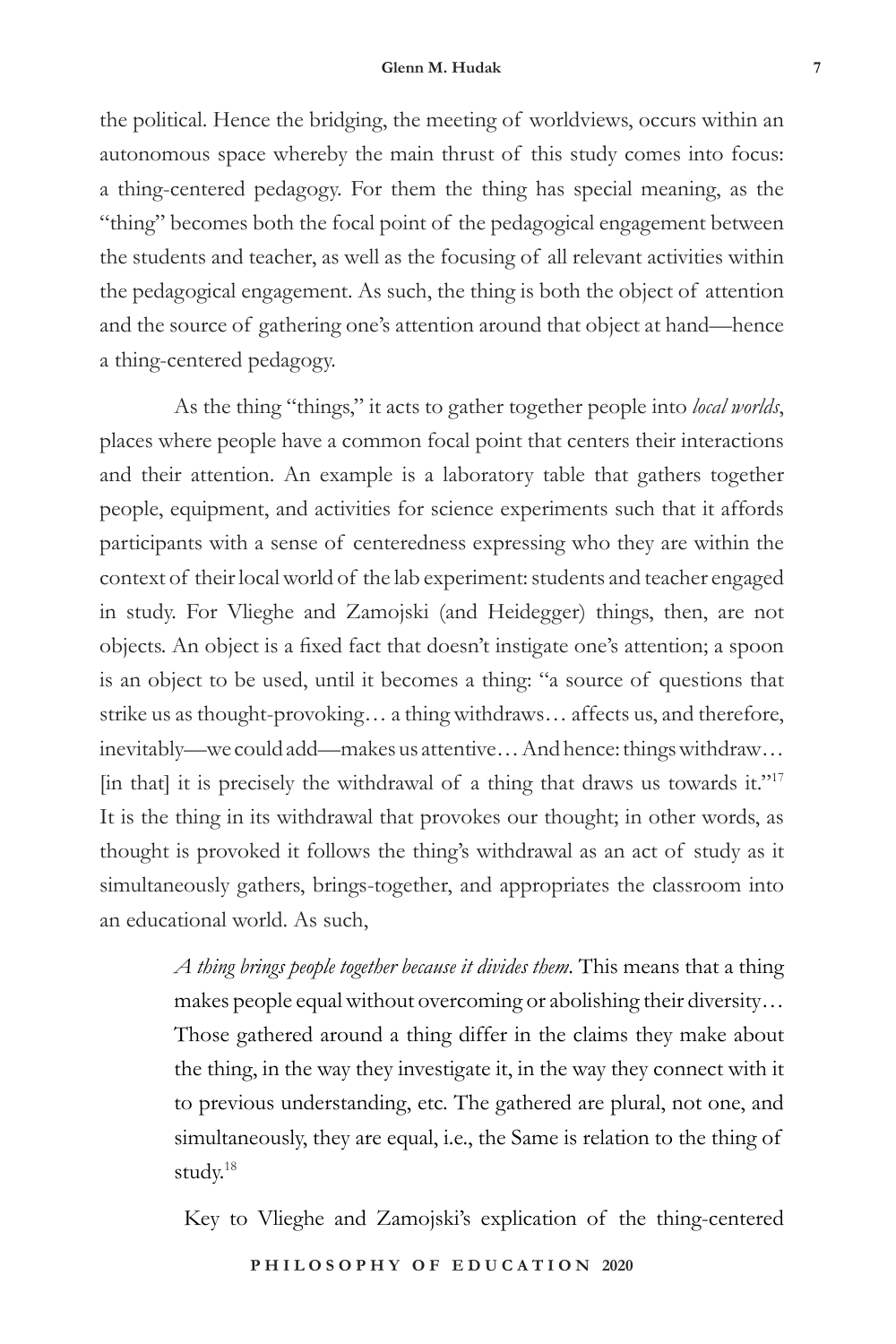the political. Hence the bridging, the meeting of worldviews, occurs within an autonomous space whereby the main thrust of this study comes into focus: a thing-centered pedagogy. For them the thing has special meaning, as the "thing" becomes both the focal point of the pedagogical engagement between the students and teacher, as well as the focusing of all relevant activities within the pedagogical engagement. As such, the thing is both the object of attention and the source of gathering one's attention around that object at hand—hence a thing-centered pedagogy.

As the thing "things," it acts to gather together people into *local worlds*, places where people have a common focal point that centers their interactions and their attention. An example is a laboratory table that gathers together people, equipment, and activities for science experiments such that it affords participants with a sense of centeredness expressing who they are within the context of their local world of the lab experiment: students and teacher engaged in study. For Vlieghe and Zamojski (and Heidegger) things, then, are not objects. An object is a fixed fact that doesn't instigate one's attention; a spoon is an object to be used, until it becomes a thing: "a source of questions that strike us as thought-provoking… a thing withdraws… affects us, and therefore, inevitably—we could add—makes us attentive… And hence: things withdraw… [in that] it is precisely the withdrawal of a thing that draws us towards it."[17] It is the thing in its withdrawal that provokes our thought; in other words, as thought is provoked it follows the thing's withdrawal as an act of study as it simultaneously gathers, brings-together, and appropriates the classroom into an educational world. As such,

> *A thing brings people together because it divides them.* This means that a thing makes people equal without overcoming or abolishing their diversity… Those gathered around a thing differ in the claims they make about the thing, in the way they investigate it, in the way they connect with it to previous understanding, etc. The gathered are plural, not one, and simultaneously, they are equal, i.e., the Same is relation to the thing of study.[18]

Key to Vlieghe and Zamojski's explication of the thing-centered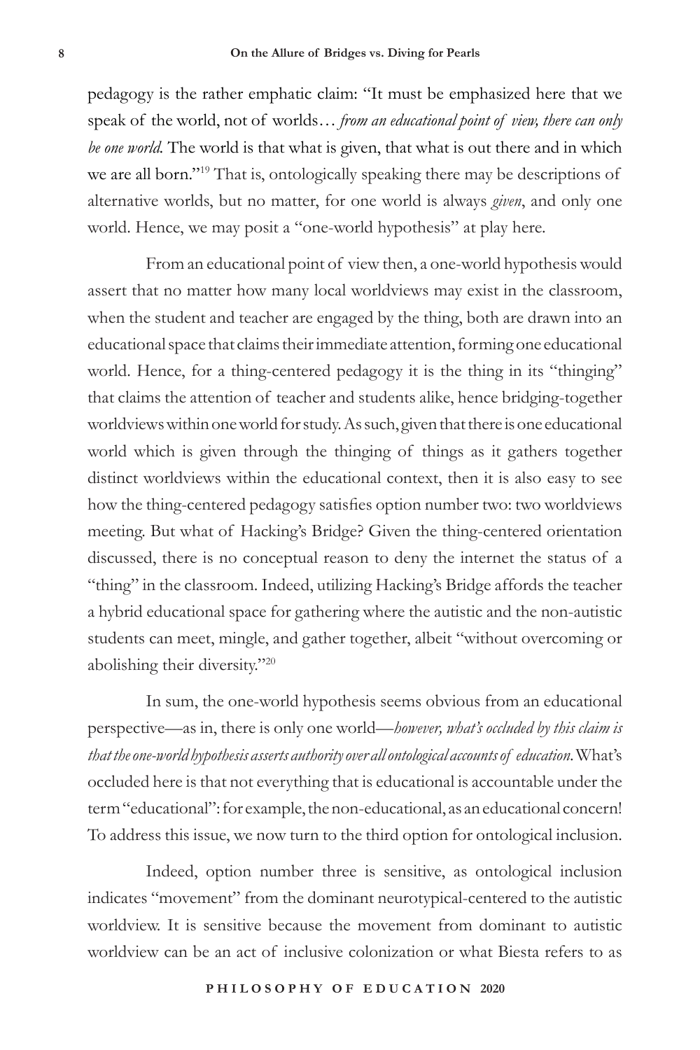pedagogy is the rather emphatic claim: "It must be emphasized here that we speak of the world, not of worlds… *from an educational point of view, there can only be one world.* The world is that what is given, that what is out there and in which we are all born."[19] That is, ontologically speaking there may be descriptions of alternative worlds, but no matter, for one world is always *given*, and only one world. Hence, we may posit a "one-world hypothesis" at play here.

From an educational point of view then, a one-world hypothesis would assert that no matter how many local worldviews may exist in the classroom, when the student and teacher are engaged by the thing, both are drawn into an educational space that claims their immediate attention, forming one educational world. Hence, for a thing-centered pedagogy it is the thing in its "thinging" that claims the attention of teacher and students alike, hence bridging-together worldviews within one world for study. As such, given that there is one educational world which is given through the thinging of things as it gathers together distinct worldviews within the educational context, then it is also easy to see how the thing-centered pedagogy satisfies option number two: two worldviews meeting. But what of Hacking's Bridge? Given the thing-centered orientation discussed, there is no conceptual reason to deny the internet the status of a "thing" in the classroom. Indeed, utilizing Hacking's Bridge affords the teacher a hybrid educational space for gathering where the autistic and the non-autistic students can meet, mingle, and gather together, albeit "without overcoming or abolishing their diversity."[20]

In sum, the one-world hypothesis seems obvious from an educational perspective—as in, there is only one world—*however, what's occluded by this claim is that the one-world hypothesis asserts authority over all ontological accounts of education.* What's occluded here is that not everything that is educational is accountable under the term "educational": for example, the non-educational, as an educational concern! To address this issue, we now turn to the third option for ontological inclusion.

Indeed, option number three is sensitive, as ontological inclusion indicates "movement" from the dominant neurotypical-centered to the autistic worldview. It is sensitive because the movement from dominant to autistic worldview can be an act of inclusive colonization or what Biesta refers to as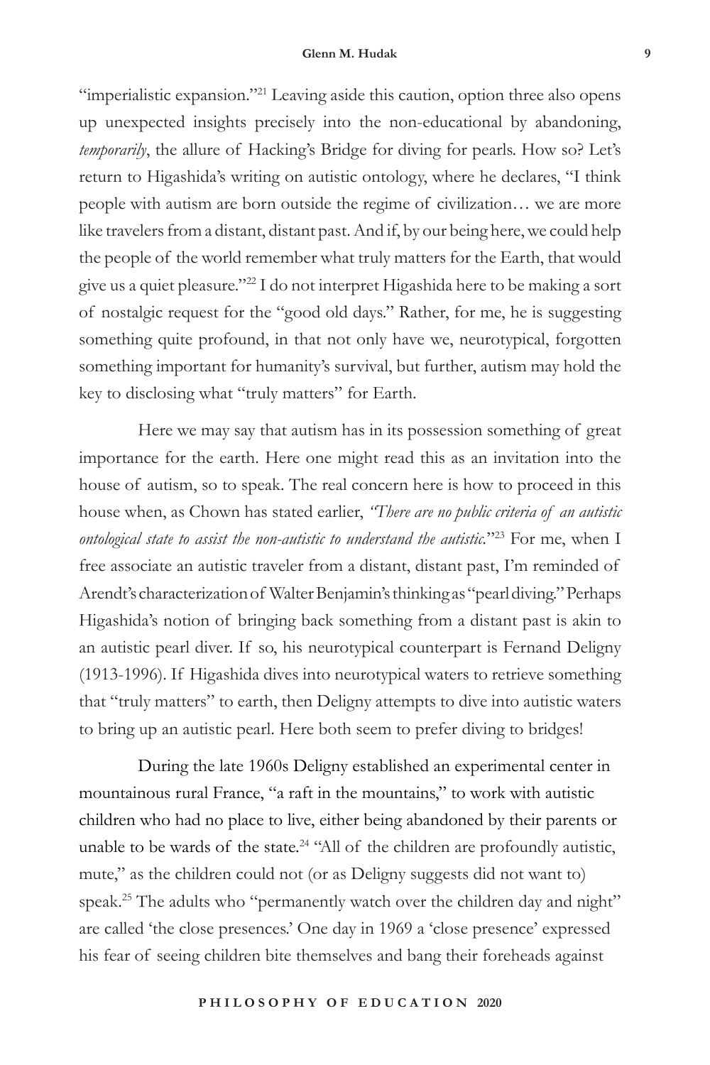"imperialistic expansion."[21] Leaving aside this caution, option three also opens up unexpected insights precisely into the non-educational by abandoning, *temporarily*, the allure of Hacking's Bridge for diving for pearls. How so? Let's return to Higashida's writing on autistic ontology, where he declares, "I think people with autism are born outside the regime of civilization… we are more like travelers from a distant, distant past. And if, by our being here, we could help the people of the world remember what truly matters for the Earth, that would give us a quiet pleasure."[22] I do not interpret Higashida here to be making a sort of nostalgic request for the "good old days." Rather, for me, he is suggesting something quite profound, in that not only have we, neurotypical, forgotten something important for humanity's survival, but further, autism may hold the key to disclosing what "truly matters" for Earth.

Here we may say that autism has in its possession something of great importance for the earth. Here one might read this as an invitation into the house of autism, so to speak. The real concern here is how to proceed in this house when, as Chown has stated earlier, *"There are no public criteria of an autistic ontological state to assist the non-autistic to understand the autistic."*[23] For me, when I free associate an autistic traveler from a distant, distant past, I'm reminded of Arendt's characterization of Walter Benjamin's thinking as "pearl diving." Perhaps Higashida's notion of bringing back something from a distant past is akin to an autistic pearl diver. If so, his neurotypical counterpart is Fernand Deligny (1913-1996). If Higashida dives into neurotypical waters to retrieve something that "truly matters" to earth, then Deligny attempts to dive into autistic waters to bring up an autistic pearl. Here both seem to prefer diving to bridges!

During the late 1960s Deligny established an experimental center in mountainous rural France, "a raft in the mountains," to work with autistic children who had no place to live, either being abandoned by their parents or unable to be wards of the state.[24] "All of the children are profoundly autistic, mute," as the children could not (or as Deligny suggests did not want to) speak.[25] The adults who "permanently watch over the children day and night" are called 'the close presences.' One day in 1969 a 'close presence' expressed his fear of seeing children bite themselves and bang their foreheads against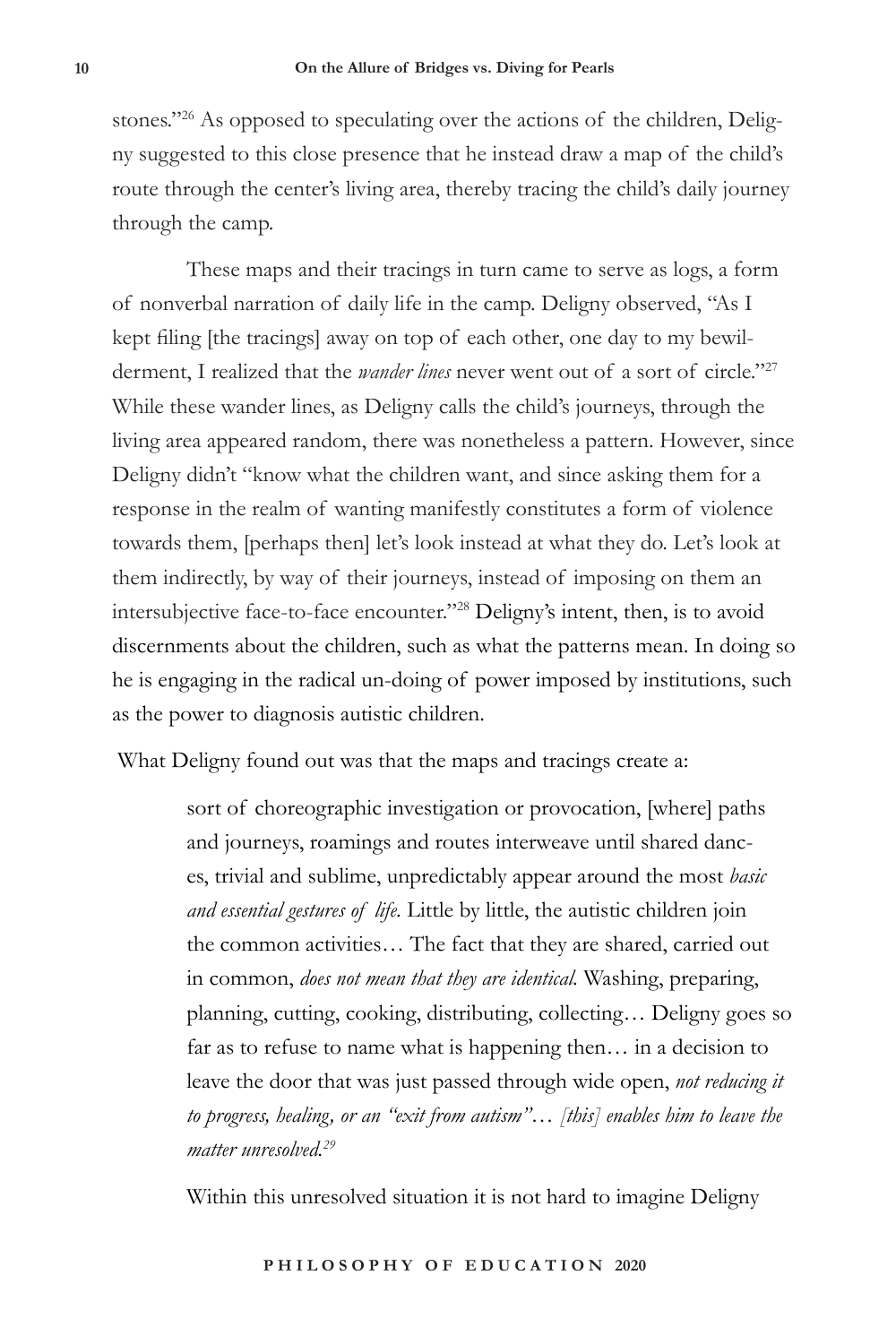stones."[26] As opposed to speculating over the actions of the children, Deligny suggested to this close presence that he instead draw a map of the child's route through the center's living area, thereby tracing the child's daily journey through the camp.

These maps and their tracings in turn came to serve as logs, a form of nonverbal narration of daily life in the camp. Deligny observed, "As I kept filing [the tracings] away on top of each other, one day to my bewilderment, I realized that the *wander lines* never went out of a sort of circle."[27] While these wander lines, as Deligny calls the child's journeys, through the living area appeared random, there was nonetheless a pattern. However, since Deligny didn't "know what the children want, and since asking them for a response in the realm of wanting manifestly constitutes a form of violence towards them, [perhaps then] let's look instead at what they do. Let's look at them indirectly, by way of their journeys, instead of imposing on them an intersubjective face-to-face encounter."[28] Deligny's intent, then, is to avoid discernments about the children, such as what the patterns mean. In doing so he is engaging in the radical un-doing of power imposed by institutions, such as the power to diagnosis autistic children.

What Deligny found out was that the maps and tracings create a:

> sort of choreographic investigation or provocation, [where] paths and journeys, roamings and routes interweave until shared dances, trivial and sublime, unpredictably appear around the most *basic and essential gestures of life.* Little by little, the autistic children join the common activities… The fact that they are shared, carried out in common, *does not mean that they are identical.* Washing, preparing, planning, cutting, cooking, distributing, collecting… Deligny goes so far as to refuse to name what is happening then… in a decision to leave the door that was just passed through wide open, *not reducing it to progress, healing, or an "exit from autism"… [this] enables him to leave the matter unresolved.*[29]

Within this unresolved situation it is not hard to imagine Deligny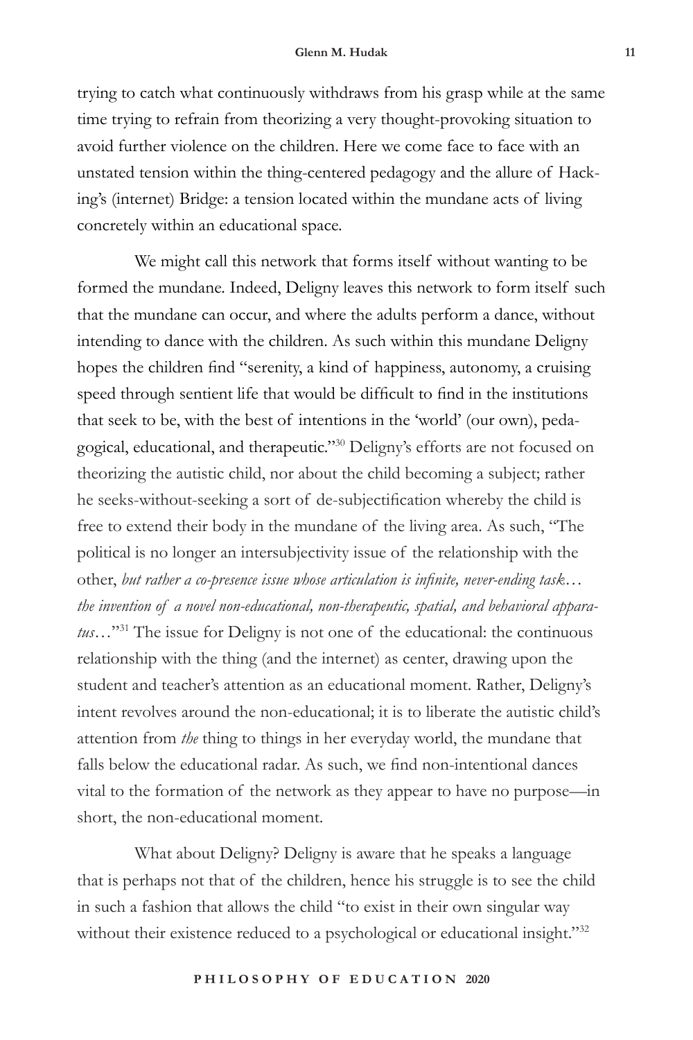trying to catch what continuously withdraws from his grasp while at the same time trying to refrain from theorizing a very thought-provoking situation to avoid further violence on the children. Here we come face to face with an unstated tension within the thing-centered pedagogy and the allure of Hacking's (internet) Bridge: a tension located within the mundane acts of living concretely within an educational space.

We might call this network that forms itself without wanting to be formed the mundane. Indeed, Deligny leaves this network to form itself such that the mundane can occur, and where the adults perform a dance, without intending to dance with the children. As such within this mundane Deligny hopes the children find "serenity, a kind of happiness, autonomy, a cruising speed through sentient life that would be difficult to find in the institutions that seek to be, with the best of intentions in the 'world' (our own), pedagogical, educational, and therapeutic."[30] Deligny's efforts are not focused on theorizing the autistic child, nor about the child becoming a subject; rather he seeks-without-seeking a sort of de-subjectification whereby the child is free to extend their body in the mundane of the living area. As such, "The political is no longer an intersubjectivity issue of the relationship with the other, *but rather a co-presence issue whose articulation is infinite, never-ending task… the invention of a novel non-educational, non-therapeutic, spatial, and behavioral apparatus…*"[31] The issue for Deligny is not one of the educational: the continuous relationship with the thing (and the internet) as center, drawing upon the student and teacher's attention as an educational moment. Rather, Deligny's intent revolves around the non-educational; it is to liberate the autistic child's attention from *the* thing to things in her everyday world, the mundane that falls below the educational radar. As such, we find non-intentional dances vital to the formation of the network as they appear to have no purpose—in short, the non-educational moment.

What about Deligny? Deligny is aware that he speaks a language that is perhaps not that of the children, hence his struggle is to see the child in such a fashion that allows the child "to exist in their own singular way without their existence reduced to a psychological or educational insight."[32]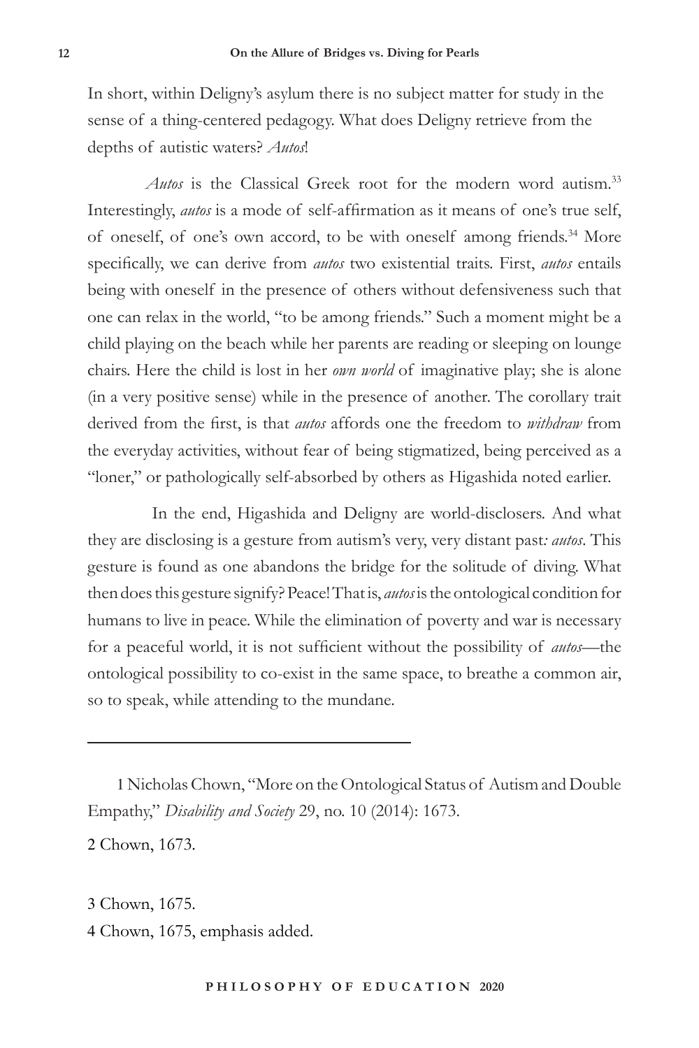In short, within Deligny's asylum there is no subject matter for study in the sense of a thing-centered pedagogy. What does Deligny retrieve from the depths of autistic waters? *Autos*!

*Autos* is the Classical Greek root for the modern word autism.[33] Interestingly, *autos* is a mode of self-affirmation as it means of one's true self, of oneself, of one's own accord, to be with oneself among friends.[34] More specifically, we can derive from *autos* two existential traits. First, *autos* entails being with oneself in the presence of others without defensiveness such that one can relax in the world, "to be among friends." Such a moment might be a child playing on the beach while her parents are reading or sleeping on lounge chairs. Here the child is lost in her *own world* of imaginative play; she is alone (in a very positive sense) while in the presence of another. The corollary trait derived from the first, is that *autos* affords one the freedom to *withdraw* from the everyday activities, without fear of being stigmatized, being perceived as a "loner," or pathologically self-absorbed by others as Higashida noted earlier.

In the end, Higashida and Deligny are world-disclosers. And what they are disclosing is a gesture from autism's very, very distant past*: autos*. This gesture is found as one abandons the bridge for the solitude of diving. What then does this gesture signify? Peace! That is, *autos* is the ontological condition for humans to live in peace. While the elimination of poverty and war is necessary for a peaceful world, it is not sufficient without the possibility of *autos*—the ontological possibility to co-exist in the same space, to breathe a common air, so to speak, while attending to the mundane.

---

1 Nicholas Chown, "More on the Ontological Status of Autism and Double Empathy," *Disability and Society* 29, no. 10 (2014): 1673.

2 Chown, 1673.

3 Chown, 1675.

4 Chown, 1675, emphasis added.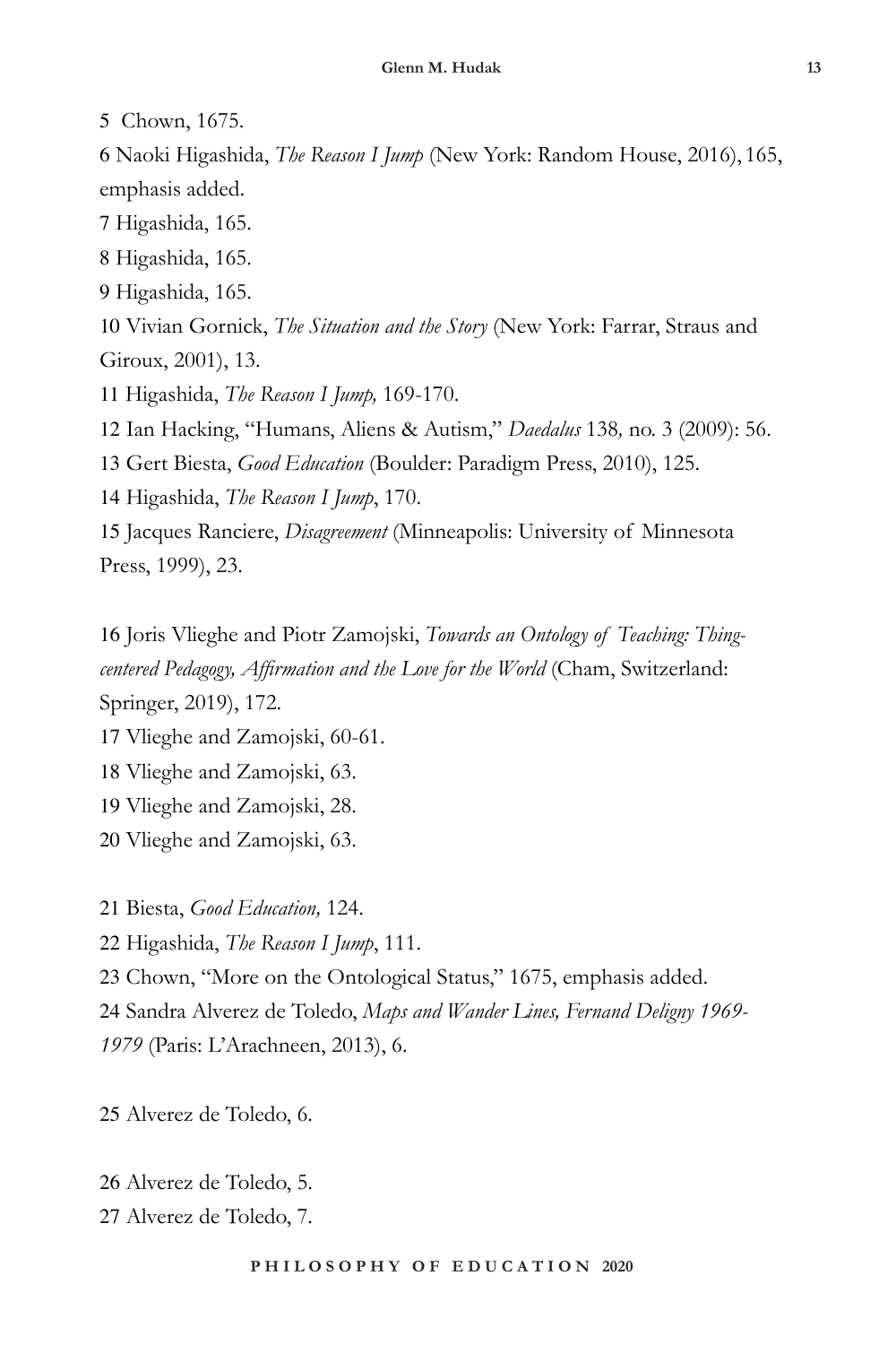5 Chown, 1675.

6 Naoki Higashida, *The Reason I Jump* (New York: Random House, 2016), 165, emphasis added.

7 Higashida, 165.

8 Higashida, 165.

9 Higashida, 165.

10 Vivian Gornick, *The Situation and the Story* (New York: Farrar, Straus and Giroux, 2001), 13.

11 Higashida, *The Reason I Jump,* 169-170.

12 Ian Hacking, "Humans, Aliens & Autism," *Daedalus* 138*,* no. 3 (2009): 56.

13 Gert Biesta, *Good Education* (Boulder: Paradigm Press, 2010), 125.

14 Higashida, *The Reason I Jump*, 170.

15 Jacques Ranciere, *Disagreement* (Minneapolis: University of Minnesota Press, 1999), 23.

16 Joris Vlieghe and Piotr Zamojski, *Towards an Ontology of Teaching: Thing-centered Pedagogy, Affirmation and the Love for the World* (Cham, Switzerland: Springer, 2019), 172.

17 Vlieghe and Zamojski, 60-61.

18 Vlieghe and Zamojski, 63.

19 Vlieghe and Zamojski, 28.

20 Vlieghe and Zamojski, 63.

21 Biesta, *Good Education,* 124.

22 Higashida, *The Reason I Jump*, 111.

23 Chown, "More on the Ontological Status," 1675, emphasis added.

24 Sandra Alverez de Toledo, *Maps and Wander Lines, Fernand Deligny 1969-1979* (Paris: L'Arachneen, 2013), 6.

25 Alverez de Toledo, 6.

26 Alverez de Toledo, 5.

27 Alverez de Toledo, 7.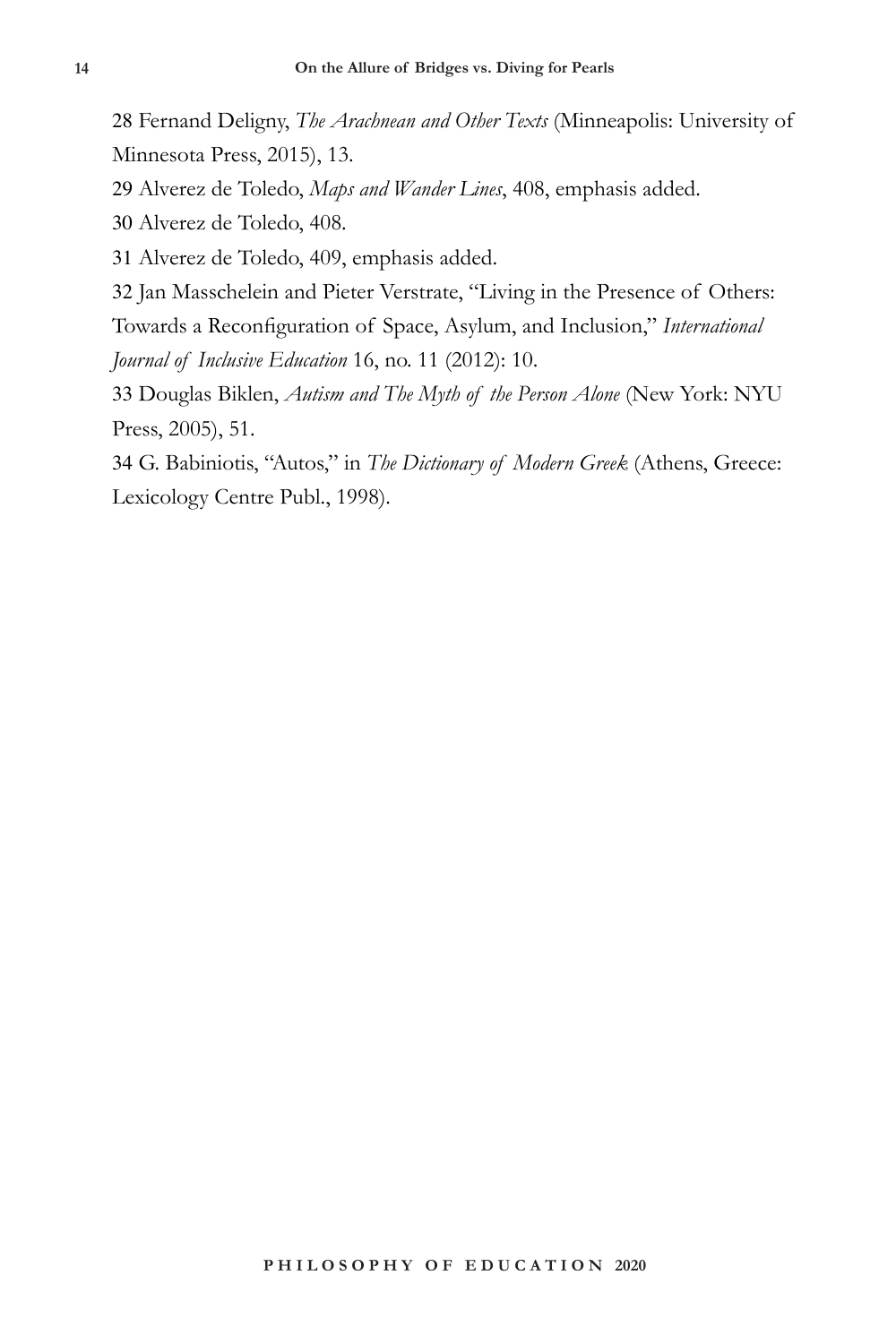28 Fernand Deligny, *The Arachnean and Other Texts* (Minneapolis: University of Minnesota Press, 2015), 13.

29 Alverez de Toledo, *Maps and Wander Lines*, 408, emphasis added.

30 Alverez de Toledo, 408.

31 Alverez de Toledo, 409, emphasis added.

32 Jan Masschelein and Pieter Verstrate, "Living in the Presence of Others: Towards a Reconfiguration of Space, Asylum, and Inclusion," *International Journal of Inclusive Education* 16, no. 11 (2012): 10.

33 Douglas Biklen, *Autism and The Myth of the Person Alone* (New York: NYU Press, 2005), 51.

34 G. Babiniotis, "Autos," in *The Dictionary of Modern Greek* (Athens, Greece: Lexicology Centre Publ., 1998).